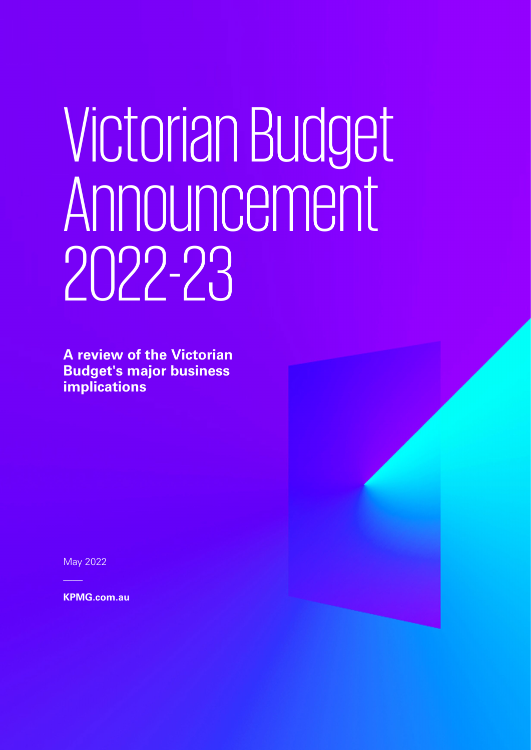# Victorian Budget Announcement 2022-23

**A review of the Victorian Budget's major business implications**

May 2022

**KPMG.com.au**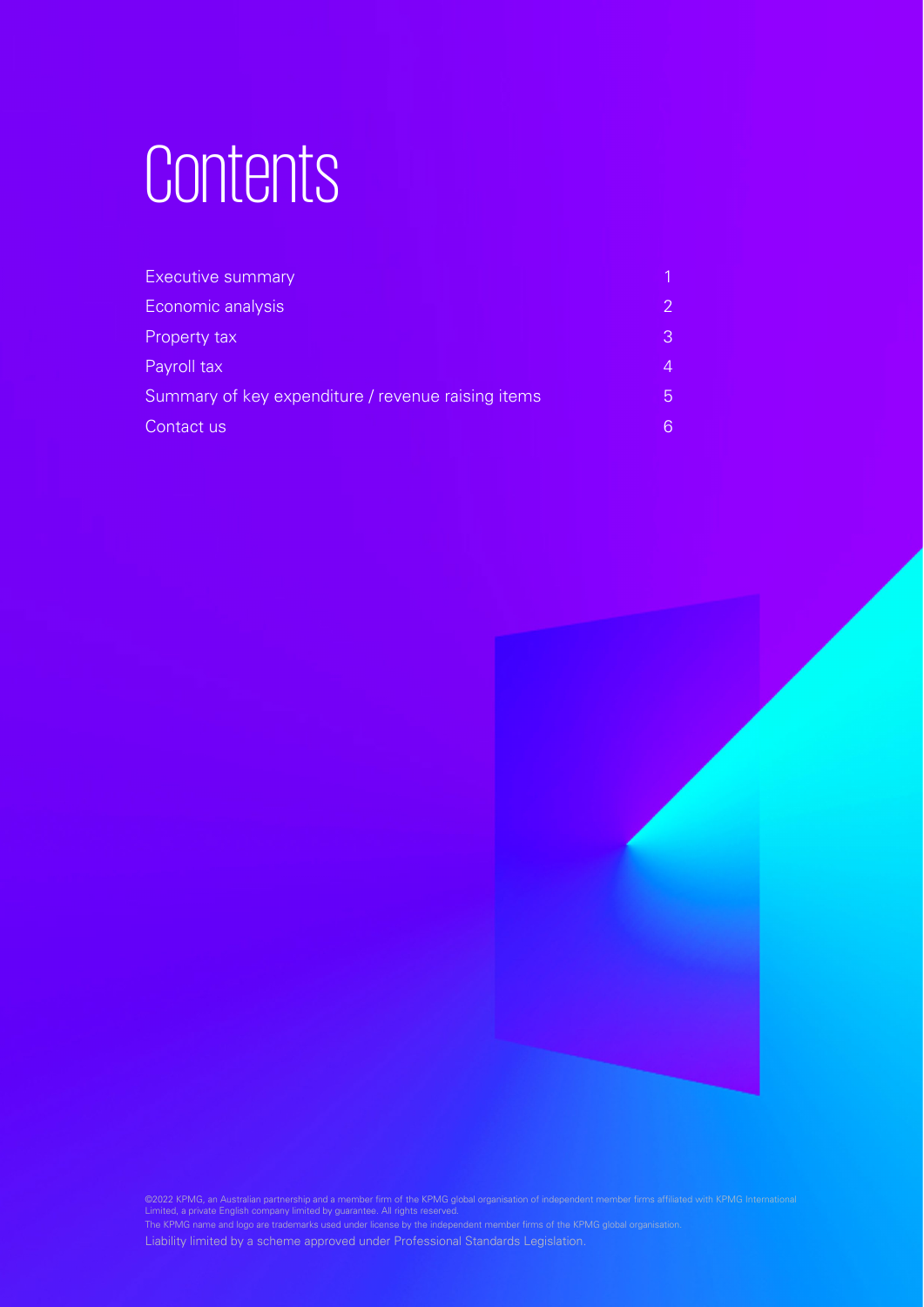# Contents

| | |
|---|---|
| Executive summary | 1 |
| Economic analysis | 2 |
| Property tax | 3 |
| Payroll tax | 4 |
| Summary of key expenditure / revenue raising items | 5 |
| Contact us | 6 |

©2022 KPMG, an Australian partnership and a member firm of the KPMG global organisation of independent member firms affiliated with KPMG International Limited, a private English company limited by guarantee. All rights reserved.
The KPMG name and logo are trademarks used under license by the independent member firms of the KPMG global organisation.
Liability limited by a scheme approved under Professional Standards Legislation.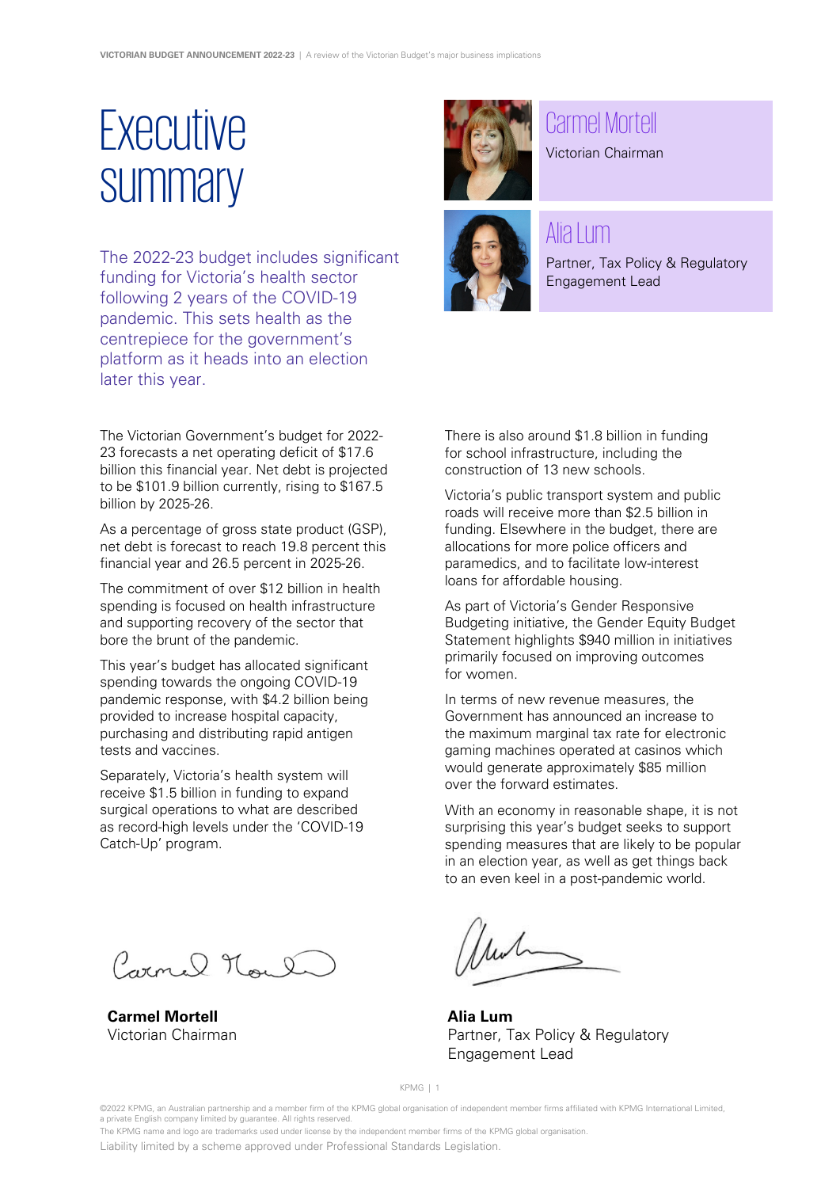# Executive summary

Carmel Mortell
Victorian Chairman

Alia Lum
Partner, Tax Policy & Regulatory Engagement Lead

The 2022-23 budget includes significant funding for Victoria's health sector following 2 years of the COVID-19 pandemic. This sets health as the centrepiece for the government's platform as it heads into an election later this year.

The Victorian Government's budget for 2022-23 forecasts a net operating deficit of $17.6 billion this financial year. Net debt is projected to be $101.9 billion currently, rising to $167.5 billion by 2025-26.

As a percentage of gross state product (GSP), net debt is forecast to reach 19.8 percent this financial year and 26.5 percent in 2025-26.

The commitment of over $12 billion in health spending is focused on health infrastructure and supporting recovery of the sector that bore the brunt of the pandemic.

This year's budget has allocated significant spending towards the ongoing COVID-19 pandemic response, with $4.2 billion being provided to increase hospital capacity, purchasing and distributing rapid antigen tests and vaccines.

Separately, Victoria's health system will receive $1.5 billion in funding to expand surgical operations to what are described as record-high levels under the 'COVID-19 Catch-Up' program.

There is also around $1.8 billion in funding for school infrastructure, including the construction of 13 new schools.

Victoria's public transport system and public roads will receive more than $2.5 billion in funding. Elsewhere in the budget, there are allocations for more police officers and paramedics, and to facilitate low-interest loans for affordable housing.

As part of Victoria's Gender Responsive Budgeting initiative, the Gender Equity Budget Statement highlights $940 million in initiatives primarily focused on improving outcomes for women.

In terms of new revenue measures, the Government has announced an increase to the maximum marginal tax rate for electronic gaming machines operated at casinos which would generate approximately $85 million over the forward estimates.

With an economy in reasonable shape, it is not surprising this year's budget seeks to support spending measures that are likely to be popular in an election year, as well as get things back to an even keel in a post-pandemic world.

**Carmel Mortell**
Victorian Chairman

**Alia Lum**
Partner, Tax Policy & Regulatory Engagement Lead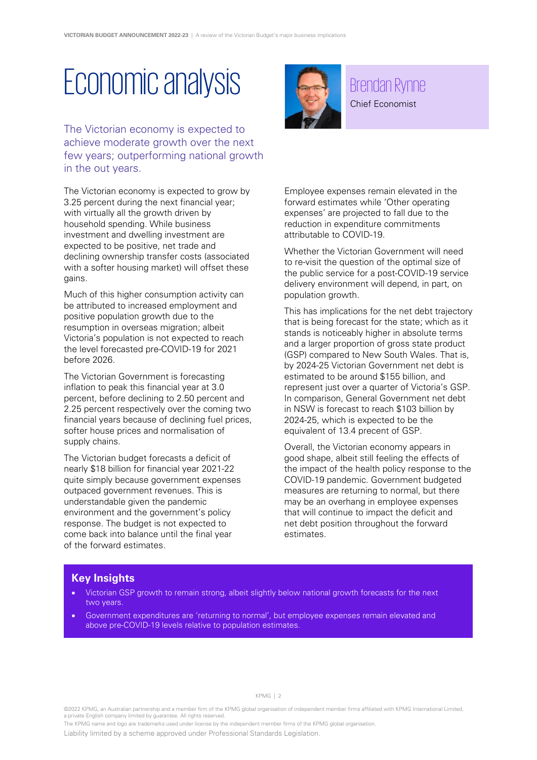# Economic analysis

## Brendan Rynne

Chief Economist

The Victorian economy is expected to achieve moderate growth over the next few years; outperforming national growth in the out years.

The Victorian economy is expected to grow by 3.25 percent during the next financial year; with virtually all the growth driven by household spending. While business investment and dwelling investment are expected to be positive, net trade and declining ownership transfer costs (associated with a softer housing market) will offset these gains.

Much of this higher consumption activity can be attributed to increased employment and positive population growth due to the resumption in overseas migration; albeit Victoria's population is not expected to reach the level forecasted pre-COVID-19 for 2021 before 2026.

The Victorian Government is forecasting inflation to peak this financial year at 3.0 percent, before declining to 2.50 percent and 2.25 percent respectively over the coming two financial years because of declining fuel prices, softer house prices and normalisation of supply chains.

The Victorian budget forecasts a deficit of nearly $18 billion for financial year 2021-22 quite simply because government expenses outpaced government revenues. This is understandable given the pandemic environment and the government's policy response. The budget is not expected to come back into balance until the final year of the forward estimates.

Employee expenses remain elevated in the forward estimates while 'Other operating expenses' are projected to fall due to the reduction in expenditure commitments attributable to COVID-19.

Whether the Victorian Government will need to re-visit the question of the optimal size of the public service for a post-COVID-19 service delivery environment will depend, in part, on population growth.

This has implications for the net debt trajectory that is being forecast for the state; which as it stands is noticeably higher in absolute terms and a larger proportion of gross state product (GSP) compared to New South Wales. That is, by 2024-25 Victorian Government net debt is estimated to be around $155 billion, and represent just over a quarter of Victoria's GSP. In comparison, General Government net debt in NSW is forecast to reach $103 billion by 2024-25, which is expected to be the equivalent of 13.4 precent of GSP.

Overall, the Victorian economy appears in good shape, albeit still feeling the effects of the impact of the health policy response to the COVID-19 pandemic. Government budgeted measures are returning to normal, but there may be an overhang in employee expenses that will continue to impact the deficit and net debt position throughout the forward estimates.

### Key Insights

- Victorian GSP growth to remain strong, albeit slightly below national growth forecasts for the next two years.
- Government expenditures are 'returning to normal', but employee expenses remain elevated and above pre-COVID-19 levels relative to population estimates.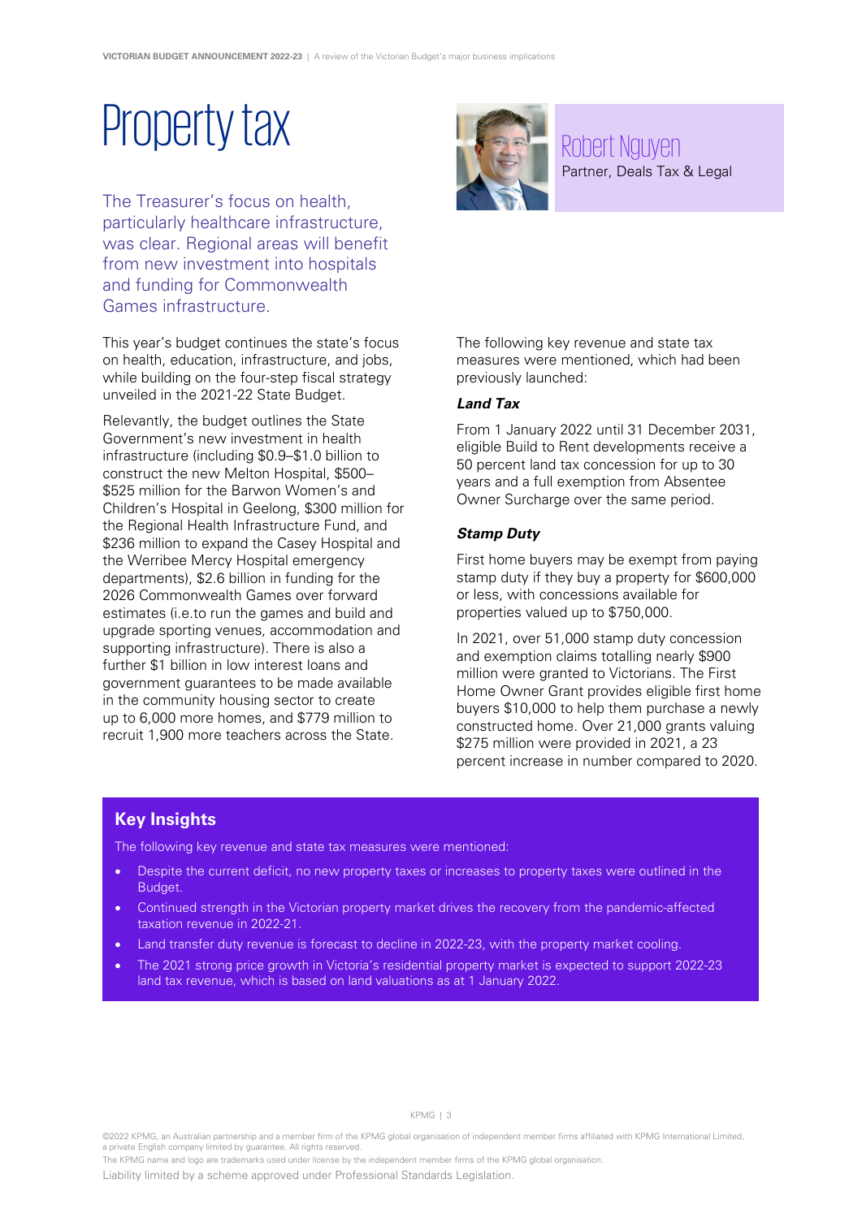# Property tax

Robert Nguyen
Partner, Deals Tax & Legal

The Treasurer's focus on health, particularly healthcare infrastructure, was clear. Regional areas will benefit from new investment into hospitals and funding for Commonwealth Games infrastructure.

This year's budget continues the state's focus on health, education, infrastructure, and jobs, while building on the four-step fiscal strategy unveiled in the 2021-22 State Budget.

Relevantly, the budget outlines the State Government's new investment in health infrastructure (including $0.9–$1.0 billion to construct the new Melton Hospital, $500–$525 million for the Barwon Women's and Children's Hospital in Geelong, $300 million for the Regional Health Infrastructure Fund, and $236 million to expand the Casey Hospital and the Werribee Mercy Hospital emergency departments), $2.6 billion in funding for the 2026 Commonwealth Games over forward estimates (i.e.to run the games and build and upgrade sporting venues, accommodation and supporting infrastructure). There is also a further $1 billion in low interest loans and government guarantees to be made available in the community housing sector to create up to 6,000 more homes, and $779 million to recruit 1,900 more teachers across the State.

The following key revenue and state tax measures were mentioned, which had been previously launched:

### *Land Tax*

From 1 January 2022 until 31 December 2031, eligible Build to Rent developments receive a 50 percent land tax concession for up to 30 years and a full exemption from Absentee Owner Surcharge over the same period.

### *Stamp Duty*

First home buyers may be exempt from paying stamp duty if they buy a property for $600,000 or less, with concessions available for properties valued up to $750,000.

In 2021, over 51,000 stamp duty concession and exemption claims totalling nearly $900 million were granted to Victorians. The First Home Owner Grant provides eligible first home buyers $10,000 to help them purchase a newly constructed home. Over 21,000 grants valuing $275 million were provided in 2021, a 23 percent increase in number compared to 2020.

## Key Insights

The following key revenue and state tax measures were mentioned:

- Despite the current deficit, no new property taxes or increases to property taxes were outlined in the Budget.
- Continued strength in the Victorian property market drives the recovery from the pandemic-affected taxation revenue in 2022-21.
- Land transfer duty revenue is forecast to decline in 2022-23, with the property market cooling.
- The 2021 strong price growth in Victoria's residential property market is expected to support 2022-23 land tax revenue, which is based on land valuations as at 1 January 2022.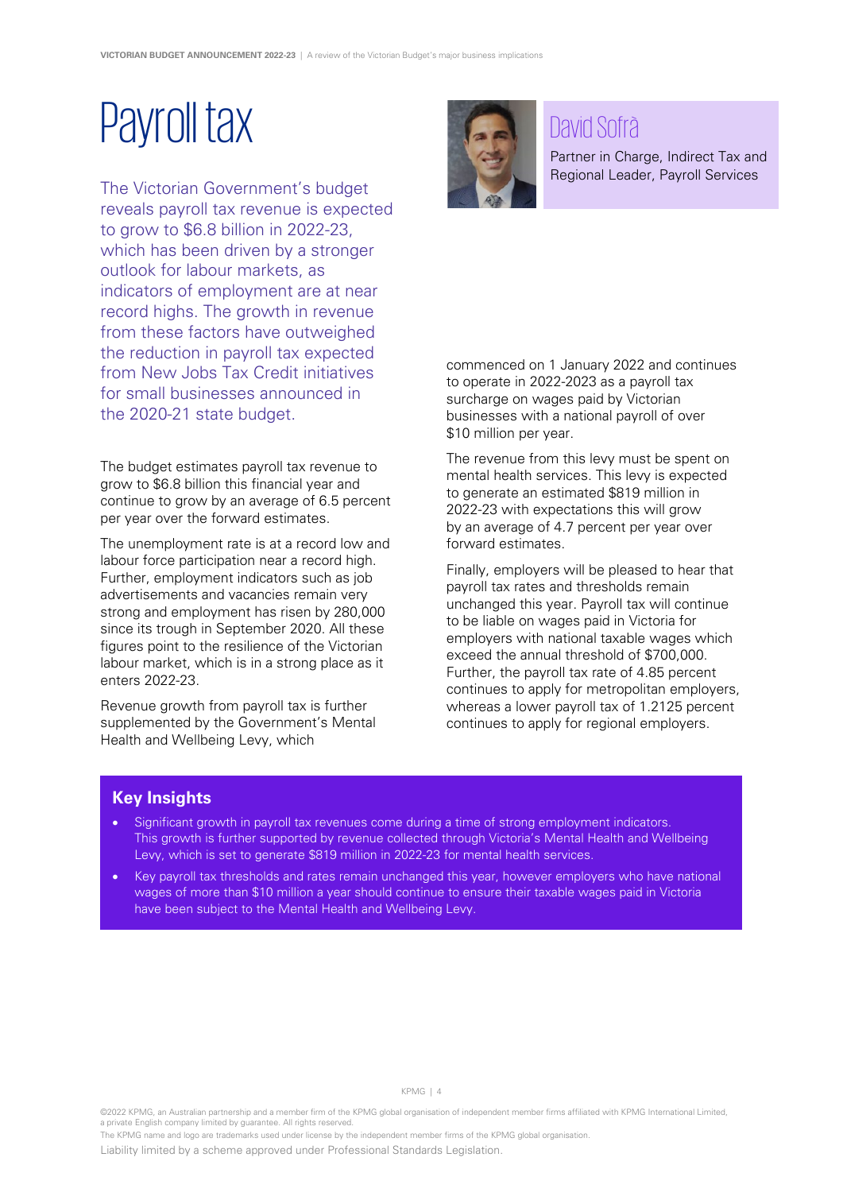# Payroll tax

## David Sofrà

Partner in Charge, Indirect Tax and Regional Leader, Payroll Services

The Victorian Government's budget reveals payroll tax revenue is expected to grow to $6.8 billion in 2022-23, which has been driven by a stronger outlook for labour markets, as indicators of employment are at near record highs. The growth in revenue from these factors have outweighed the reduction in payroll tax expected from New Jobs Tax Credit initiatives for small businesses announced in the 2020-21 state budget.

The budget estimates payroll tax revenue to grow to $6.8 billion this financial year and continue to grow by an average of 6.5 percent per year over the forward estimates.

The unemployment rate is at a record low and labour force participation near a record high. Further, employment indicators such as job advertisements and vacancies remain very strong and employment has risen by 280,000 since its trough in September 2020. All these figures point to the resilience of the Victorian labour market, which is in a strong place as it enters 2022-23.

Revenue growth from payroll tax is further supplemented by the Government's Mental Health and Wellbeing Levy, which commenced on 1 January 2022 and continues to operate in 2022-2023 as a payroll tax surcharge on wages paid by Victorian businesses with a national payroll of over $10 million per year.

The revenue from this levy must be spent on mental health services. This levy is expected to generate an estimated $819 million in 2022-23 with expectations this will grow by an average of 4.7 percent per year over forward estimates.

Finally, employers will be pleased to hear that payroll tax rates and thresholds remain unchanged this year. Payroll tax will continue to be liable on wages paid in Victoria for employers with national taxable wages which exceed the annual threshold of $700,000. Further, the payroll tax rate of 4.85 percent continues to apply for metropolitan employers, whereas a lower payroll tax of 1.2125 percent continues to apply for regional employers.

## Key Insights

- Significant growth in payroll tax revenues come during a time of strong employment indicators. This growth is further supported by revenue collected through Victoria's Mental Health and Wellbeing Levy, which is set to generate $819 million in 2022-23 for mental health services.
- Key payroll tax thresholds and rates remain unchanged this year, however employers who have national wages of more than $10 million a year should continue to ensure their taxable wages paid in Victoria have been subject to the Mental Health and Wellbeing Levy.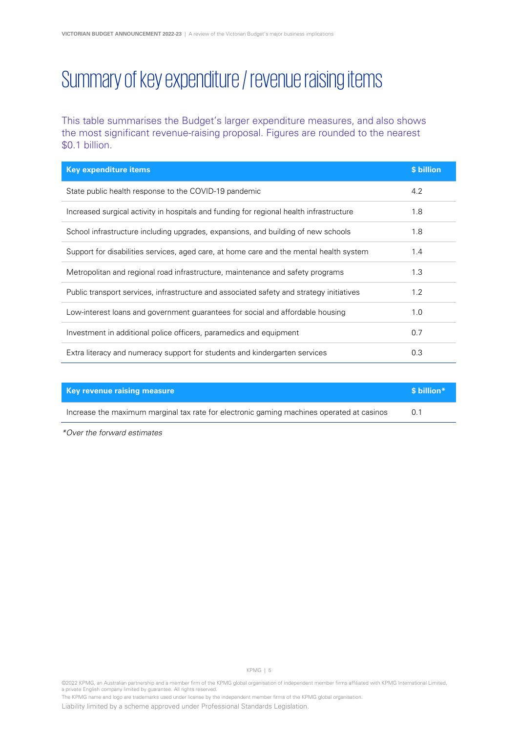# Summary of key expenditure / revenue raising items

This table summarises the Budget's larger expenditure measures, and also shows the most significant revenue-raising proposal. Figures are rounded to the nearest $0.1 billion.

| Key expenditure items | $ billion |
|---|---|
| State public health response to the COVID-19 pandemic | 4.2 |
| Increased surgical activity in hospitals and funding for regional health infrastructure | 1.8 |
| School infrastructure including upgrades, expansions, and building of new schools | 1.8 |
| Support for disabilities services, aged care, at home care and the mental health system | 1.4 |
| Metropolitan and regional road infrastructure, maintenance and safety programs | 1.3 |
| Public transport services, infrastructure and associated safety and strategy initiatives | 1.2 |
| Low-interest loans and government guarantees for social and affordable housing | 1.0 |
| Investment in additional police officers, paramedics and equipment | 0.7 |
| Extra literacy and numeracy support for students and kindergarten services | 0.3 |

| Key revenue raising measure | $ billion* |
|---|---|
| Increase the maximum marginal tax rate for electronic gaming machines operated at casinos | 0.1 |

*\*Over the forward estimates*

©2022 KPMG, an Australian partnership and a member firm of the KPMG global organisation of independent member firms affiliated with KPMG International Limited, a private English company limited by guarantee. All rights reserved.
The KPMG name and logo are trademarks used under license by the independent member firms of the KPMG global organisation.
Liability limited by a scheme approved under Professional Standards Legislation.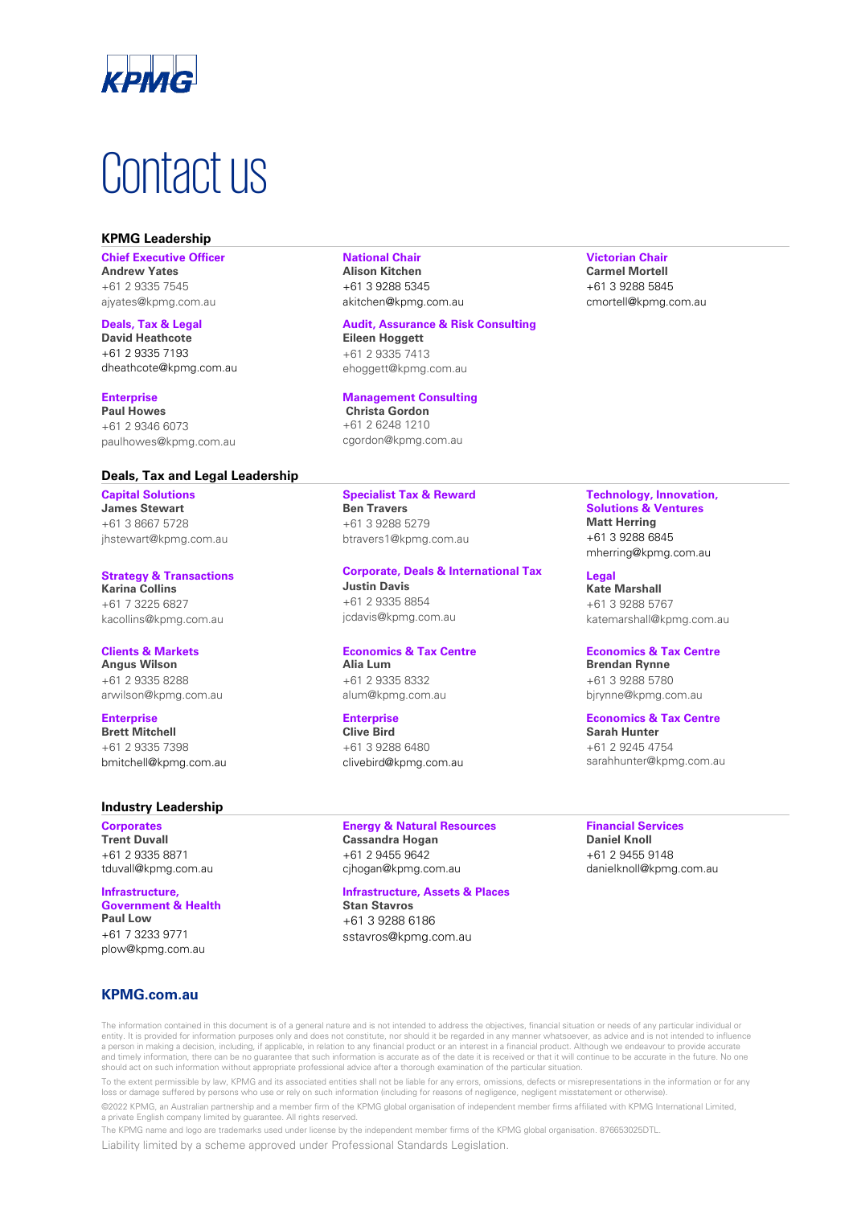KPMG

# Contact us

## KPMG Leadership

**Chief Executive Officer**
**Andrew Yates**
+61 2 9335 7545
ajyates@kpmg.com.au

**National Chair**
**Alison Kitchen**
+61 3 9288 5345
akitchen@kpmg.com.au

**Victorian Chair**
**Carmel Mortell**
+61 3 9288 5845
cmortell@kpmg.com.au

**Deals, Tax & Legal**
**David Heathcote**
+61 2 9335 7193
dheathcote@kpmg.com.au

**Audit, Assurance & Risk Consulting**
**Eileen Hoggett**
+61 2 9335 7413
ehoggett@kpmg.com.au

**Enterprise**
**Paul Howes**
+61 2 9346 6073
paulhowes@kpmg.com.au

**Management Consulting**
**Christa Gordon**
+61 2 6248 1210
cgordon@kpmg.com.au

## Deals, Tax and Legal Leadership

**Capital Solutions**
**James Stewart**
+61 3 8667 5728
jhstewart@kpmg.com.au

**Specialist Tax & Reward**
**Ben Travers**
+61 3 9288 5279
btravers1@kpmg.com.au

**Technology, Innovation, Solutions & Ventures**
**Matt Herring**
+61 3 9288 6845
mherring@kpmg.com.au

**Strategy & Transactions**
**Karina Collins**
+61 7 3225 6827
kacollins@kpmg.com.au

**Corporate, Deals & International Tax**
**Justin Davis**
+61 2 9335 8854
jcdavis@kpmg.com.au

**Legal**
**Kate Marshall**
+61 3 9288 5767
katemarshall@kpmg.com.au

**Clients & Markets**
**Angus Wilson**
+61 2 9335 8288
arwilson@kpmg.com.au

**Economics & Tax Centre**
**Alia Lum**
+61 2 9335 8332
alum@kpmg.com.au

**Economics & Tax Centre**
**Brendan Rynne**
+61 3 9288 5780
bjrynne@kpmg.com.au

**Enterprise**
**Brett Mitchell**
+61 2 9335 7398
bmitchell@kpmg.com.au

**Enterprise**
**Clive Bird**
+61 3 9288 6480
clivebird@kpmg.com.au

**Economics & Tax Centre**
**Sarah Hunter**
+61 2 9245 4754
sarahhunter@kpmg.com.au

## Industry Leadership

**Corporates**
**Trent Duvall**
+61 2 9335 8871
tduvall@kpmg.com.au

**Energy & Natural Resources**
**Cassandra Hogan**
+61 2 9455 9642
cjhogan@kpmg.com.au

**Financial Services**
**Daniel Knoll**
+61 2 9455 9148
danielknoll@kpmg.com.au

**Infrastructure, Government & Health**
**Paul Low**
+61 7 3233 9771
plow@kpmg.com.au

**Infrastructure, Assets & Places**
**Stan Stavros**
+61 3 9288 6186
sstavros@kpmg.com.au

**KPMG.com.au**

The information contained in this document is of a general nature and is not intended to address the objectives, financial situation or needs of any particular individual or entity. It is provided for information purposes only and does not constitute, nor should it be regarded in any manner whatsoever, as advice and is not intended to influence a person in making a decision, including, if applicable, in relation to any financial product or an interest in a financial product. Although we endeavour to provide accurate and timely information, there can be no guarantee that such information is accurate as of the date it is received or that it will continue to be accurate in the future. No one should act on such information without appropriate professional advice after a thorough examination of the particular situation.

To the extent permissible by law, KPMG and its associated entities shall not be liable for any errors, omissions, defects or misrepresentations in the information or for any loss or damage suffered by persons who use or rely on such information (including for reasons of negligence, negligent misstatement or otherwise).

©2022 KPMG, an Australian partnership and a member firm of the KPMG global organisation of independent member firms affiliated with KPMG International Limited, a private English company limited by guarantee. All rights reserved.

The KPMG name and logo are trademarks used under license by the independent member firms of the KPMG global organisation. 876653025DTL.

Liability limited by a scheme approved under Professional Standards Legislation.